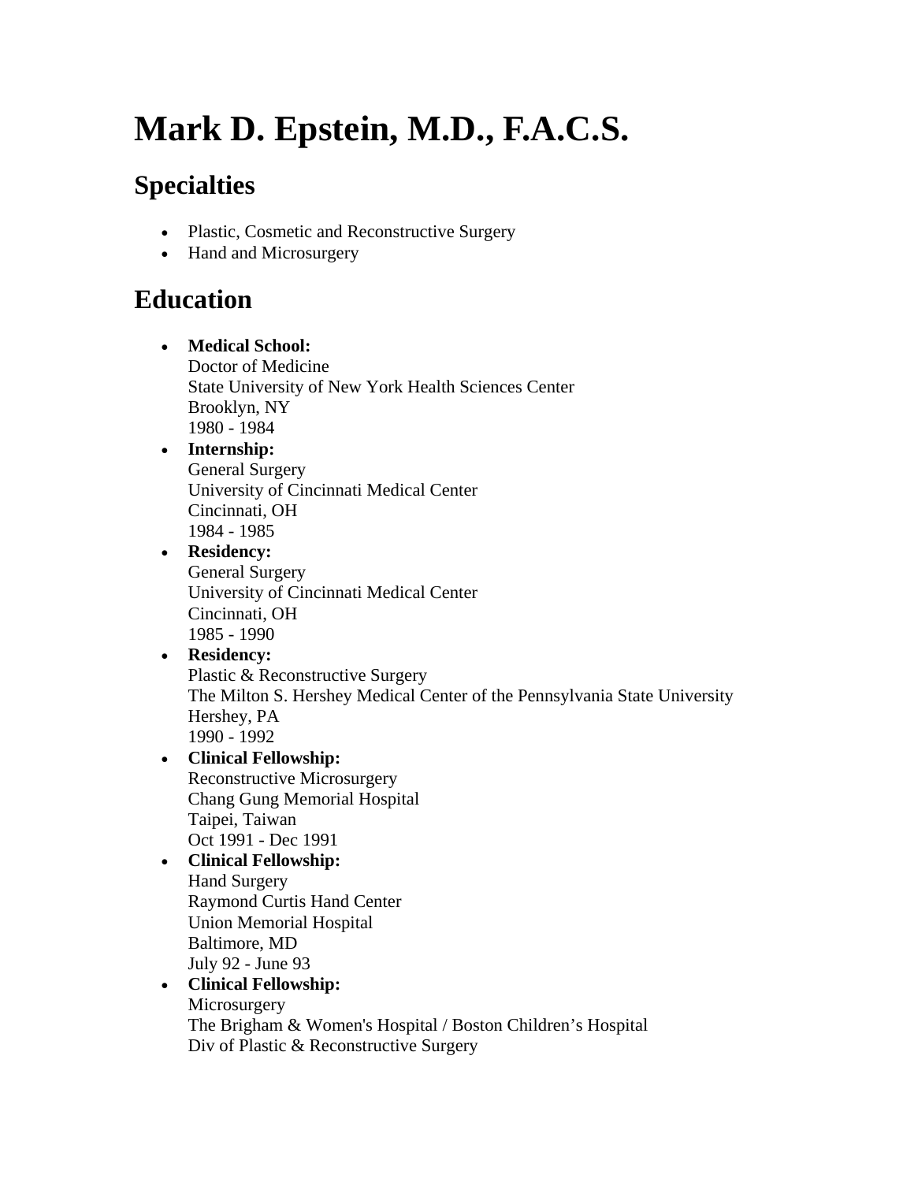# Mark D. Epstein, M.D., F.A.C.S.

## Specialties

- Plastic, Cosmetic and Reconstructive Surgery
- Hand and Microsurgery

## Education

- **Medical School:**
  Doctor of Medicine
  State University of New York Health Sciences Center
  Brooklyn, NY
  1980 - 1984
- **Internship:**
  General Surgery
  University of Cincinnati Medical Center
  Cincinnati, OH
  1984 - 1985
- **Residency:**
  General Surgery
  University of Cincinnati Medical Center
  Cincinnati, OH
  1985 - 1990
- **Residency:**
  Plastic & Reconstructive Surgery
  The Milton S. Hershey Medical Center of the Pennsylvania State University
  Hershey, PA
  1990 - 1992
- **Clinical Fellowship:**
  Reconstructive Microsurgery
  Chang Gung Memorial Hospital
  Taipei, Taiwan
  Oct 1991 - Dec 1991
- **Clinical Fellowship:**
  Hand Surgery
  Raymond Curtis Hand Center
  Union Memorial Hospital
  Baltimore, MD
  July 92 - June 93
- **Clinical Fellowship:**
  Microsurgery
  The Brigham & Women's Hospital / Boston Children's Hospital
  Div of Plastic & Reconstructive Surgery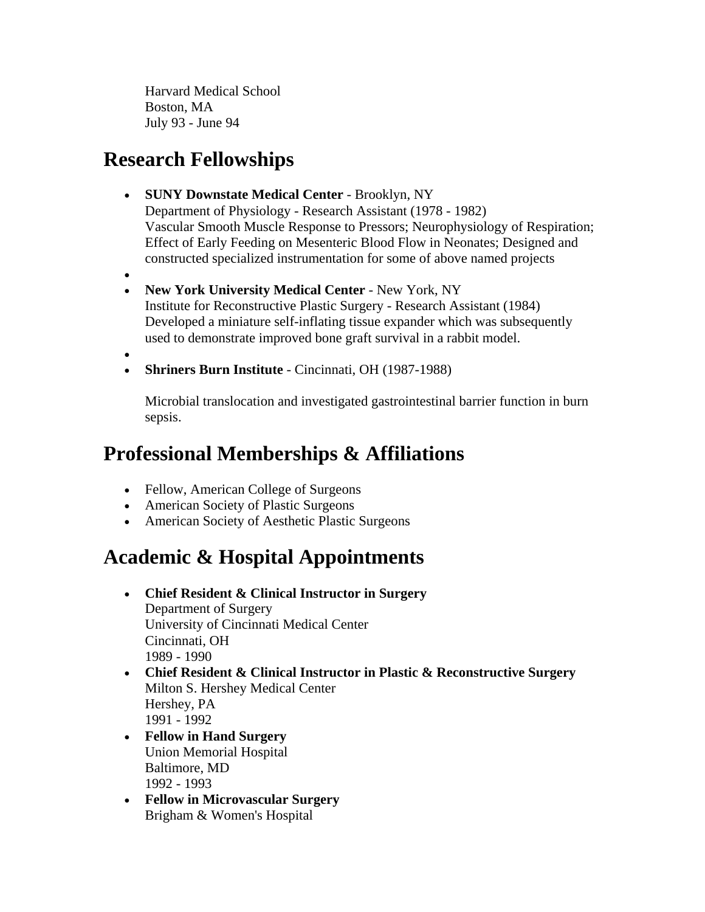Harvard Medical School
Boston, MA
July 93 - June 94

## Research Fellowships

- **SUNY Downstate Medical Center** - Brooklyn, NY
  Department of Physiology - Research Assistant (1978 - 1982)
  Vascular Smooth Muscle Response to Pressors; Neurophysiology of Respiration; Effect of Early Feeding on Mesenteric Blood Flow in Neonates; Designed and constructed specialized instrumentation for some of above named projects
- 
- **New York University Medical Center** - New York, NY
  Institute for Reconstructive Plastic Surgery - Research Assistant (1984)
  Developed a miniature self-inflating tissue expander which was subsequently used to demonstrate improved bone graft survival in a rabbit model.
- 
- **Shriners Burn Institute** - Cincinnati, OH (1987-1988)

  Microbial translocation and investigated gastrointestinal barrier function in burn sepsis.

## Professional Memberships & Affiliations

- Fellow, American College of Surgeons
- American Society of Plastic Surgeons
- American Society of Aesthetic Plastic Surgeons

## Academic & Hospital Appointments

- **Chief Resident & Clinical Instructor in Surgery**
  Department of Surgery
  University of Cincinnati Medical Center
  Cincinnati, OH
  1989 - 1990
- **Chief Resident & Clinical Instructor in Plastic & Reconstructive Surgery**
  Milton S. Hershey Medical Center
  Hershey, PA
  1991 - 1992
- **Fellow in Hand Surgery**
  Union Memorial Hospital
  Baltimore, MD
  1992 - 1993
- **Fellow in Microvascular Surgery**
  Brigham & Women's Hospital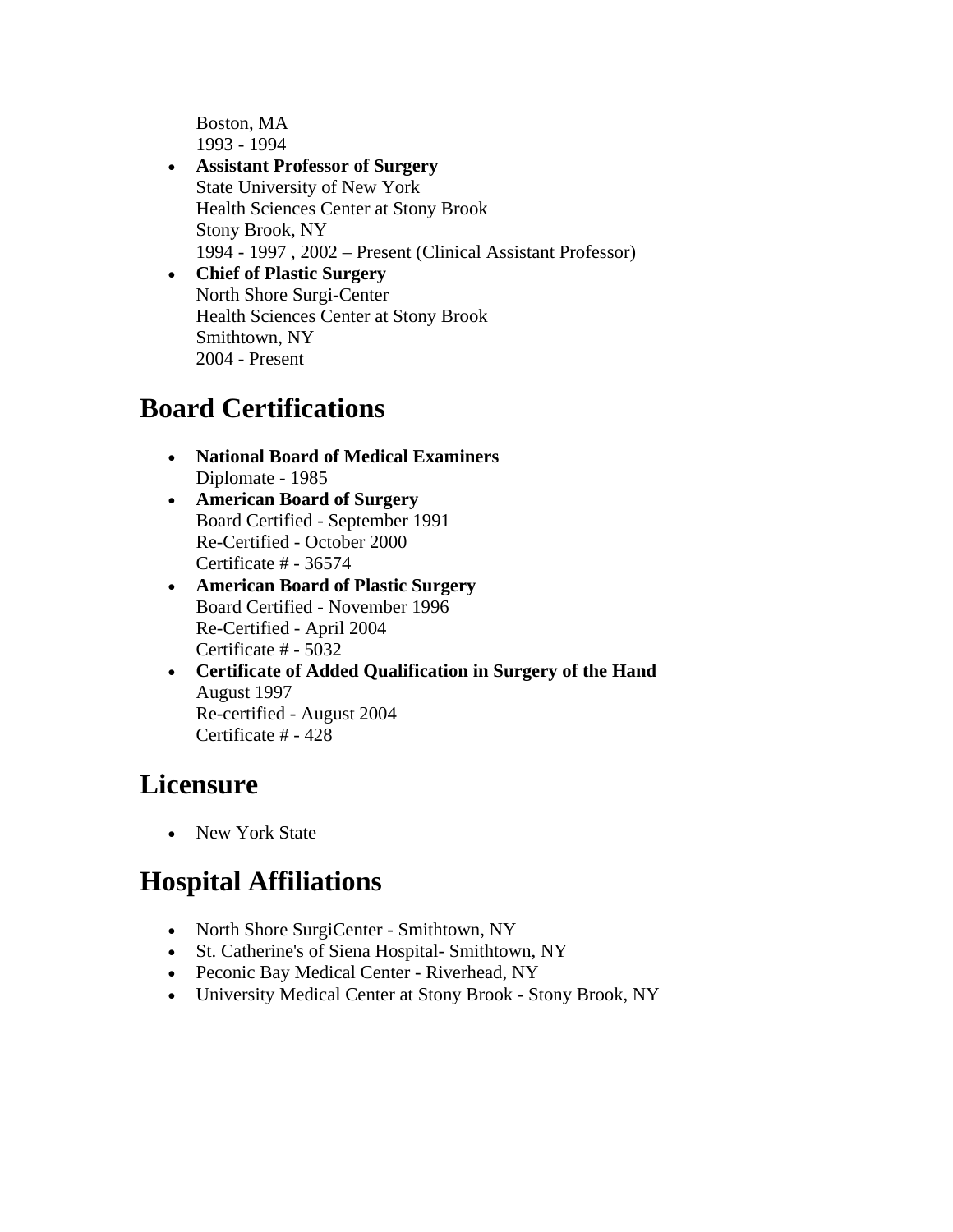Boston, MA
1993 - 1994

- **Assistant Professor of Surgery**
  State University of New York
  Health Sciences Center at Stony Brook
  Stony Brook, NY
  1994 - 1997 , 2002 – Present (Clinical Assistant Professor)
- **Chief of Plastic Surgery**
  North Shore Surgi-Center
  Health Sciences Center at Stony Brook
  Smithtown, NY
  2004 - Present

## Board Certifications

- **National Board of Medical Examiners**
  Diplomate - 1985
- **American Board of Surgery**
  Board Certified - September 1991
  Re-Certified - October 2000
  Certificate # - 36574
- **American Board of Plastic Surgery**
  Board Certified - November 1996
  Re-Certified - April 2004
  Certificate # - 5032
- **Certificate of Added Qualification in Surgery of the Hand**
  August 1997
  Re-certified - August 2004
  Certificate # - 428

## Licensure

- New York State

## Hospital Affiliations

- North Shore SurgiCenter - Smithtown, NY
- St. Catherine's of Siena Hospital- Smithtown, NY
- Peconic Bay Medical Center - Riverhead, NY
- University Medical Center at Stony Brook - Stony Brook, NY